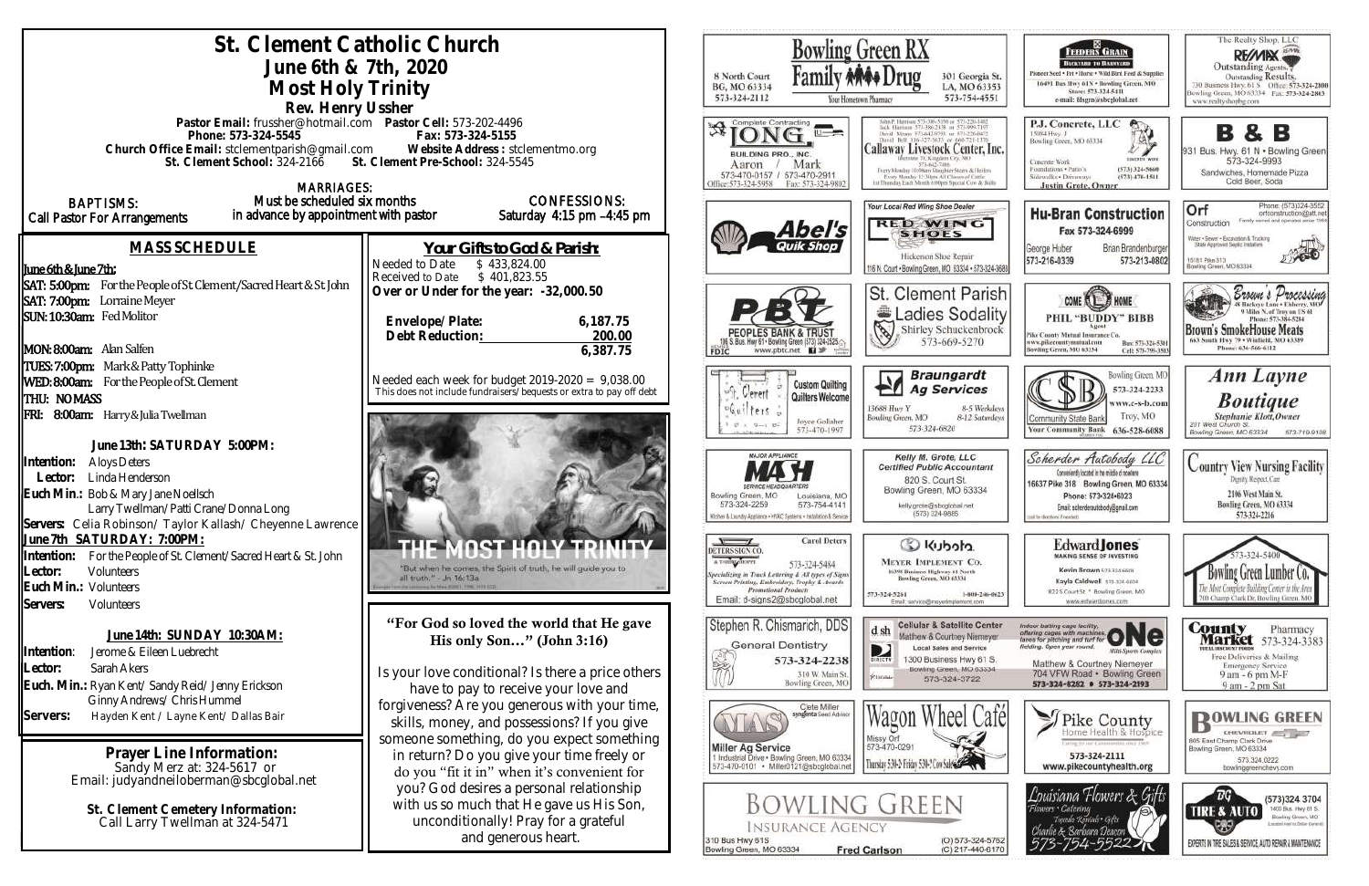# St. Clement Catholic Church

## June 6th & 7th, 2020

## Most Holy Trinity

### Rev. Henry Ussher

**Pastor Email:** frussher@hotmail.com **Pastor Cell:** 573-202-4496
**Phone: 573-324-5545** **Fax: 573-324-5155**
**Church Office Email:** stclementparish@gmail.com **Website Address :** stclementmo.org
**St. Clement School:** 324-2166 **St. Clement Pre-School:** 324-5545

**BAPTISMS:** Call Pastor For Arrangements

**MARRIAGES:** Must be scheduled six months in advance by appointment with pastor

**CONFESSIONS:** Saturday 4:15 pm –4:45 pm

## MASS SCHEDULE

**June 6th & June 7th:**

**SAT: 5:00pm:** For the People of St. Clement/Sacred Heart & St John
**SAT: 7:00pm:** Lorraine Meyer
**SUN: 10:30am:** Fed Molitor

**MON: 8:00am:** Alan Salfen
**TUES: 7:00pm:** Mark & Patty Tophinke
**WED: 8:00am:** For the People of St. Clement
**THU:** NO MASS
**FRI: 8:00am:** Harry & Julia Twellman

### June 13th: SATURDAY 5:00PM:

**Intention:** Aloys Deters
**Lector:** Linda Henderson
**Euch Min.:** Bob & Mary Jane Noellsch
Larry Twellman/Patti Crane/Donna Long
**Servers:** Celia Robinson/ Taylor Kallash/ Cheyenne Lawrence

**June 7th SATURDAY: 7:00PM:**

**Intention:** For the People of St. Clement/Sacred Heart & St. John
**Lector:** Volunteers
**Euch Min.:** Volunteers
**Servers:** Volunteers

### June 14th: SUNDAY 10:30AM:

**Intention:** Jerome & Eileen Luebrecht
**Lector:** Sarah Akers
**Euch. Min.:** Ryan Kent/ Sandy Reid/ Jenny Erickson
Ginny Andrews/ Chris Hummel
**Servers:** Hayden Kent / Layne Kent/ Dallas Bair

**Prayer Line Information:**
Sandy Merz at: 324-5617 or
Email: judyandneiloberman@sbcglobal.net

**St. Clement Cemetery Information:**
Call Larry Twellman at 324-5471

## Your Gifts to God & Parish:

Needed to Date $ 433,824.00
Received to Date $ 401,823.55
**Over or Under for the year: -32,000.50**

| | |
|---|---|
| **Envelope/Plate:** | **6,187.75** |
| **Debt Reduction:** | **200.00** |
| | **6,387.75** |

Needed each week for budget 2019-2020 = 9,038.00
This does not include fundraisers/bequests or extra to pay off debt

THE MOST HOLY TRINITY

"But when he comes, the Spirit of truth, he will guide you to all truth." - Jn 16:13a

**"For God so loved the world that He gave His only Son…" (John 3:16)**

Is your love conditional? Is there a price others have to pay to receive your love and forgiveness? Are you generous with your time, skills, money, and possessions? If you give someone something, do you expect something in return? Do you give your time freely or do you "fit it in" when it's convenient for you? God desires a personal relationship with us so much that He gave us His Son, unconditionally! Pray for a grateful and generous heart.

---

Bowling Green RX Family Drug — Your Hometown Pharmacy — 8 North Court, BG, MO 63334, 573-324-2112 — 301 Georgia St., LA, MO 63353, 573-754-4551

Feeders Grain — Backyard to Barnyard — Pioneer Seed • Pet • Horse • Wild Bird Feed & Supplies — 16491 Bus Hwy 61N • Bowling Green, MO — Store: 573-324-5411 — e-mail: fdsgrn@sbcglobal.net

The Realty Shop, LLC — RE/MAX — Outstanding Agents. Outstanding Results. — 730 Business Hwy 61 S, Bowling Green, MO 63334 — Office: 573-324-2800 — Fax: 573-324-2863 — www.realtyshopbg.com

Complete Contracting — Long Building Pro., Inc. — Aaron / Mark — 573-470-0157 / 573-470-2911 — Office: 573-324-5958 — Fax: 573-324-9802

Callaway Livestock Center, Inc. — Every Monday 10:00am Slaughter Steers & Heifers — Every Monday 12:30pm All Classes of Cattle — 1st Thursday Each Month 6:00pm Special Cow & Bulls

P.J. Concrete, LLC — 15084 Hwy. J, Bowling Green, MO 63334 — Concrete Work, Foundations • Patio's, Sidewalks • Driveways — (573) 324-5660, (573) 470-1511 — Justin Grote, Owner

B & B — 931 Bus. Hwy. 61 N • Bowling Green — 573-324-9993 — Sandwiches, Homemade Pizza, Cold Beer, Soda

Abel's Quik Shop

Your Local Red Wing Shoe Dealer — Red Wing Shoes — Hickerson Shoe Repair — 116 N. Court • Bowling Green, MO 63334 • 573-324-3688

Hu-Bran Construction — Fax 573-324-6999 — George Huber 573-216-0339 — Brian Brandenburger 573-213-0802

Orf Construction — Family owned and operated since 1964 — Phone: (573)324-3552 — orfconstruction@att.net — Water • Sewer • Excavation & Trucking — State Approved Septic Installers — 15181 Pike 313, Bowling Green, MO 63334

Peoples Bank & Trust — 116 S. Bus. Hwy 61 • Bowling Green (573) 324-2525 — www.pbtc.net — FDIC

St. Clement Parish Ladies Sodality — Shirley Schuckenbrock — 573-669-5270

Come Home — Phil "Buddy" Bibb, Agent — Pike County Mutual Insurance Co. — www.pikecountymutual.com — Bowling Green, MO 63334 — Bus: 573-324-5301 — Cell: 573-795-3593

Brown's Processing — 16 Buckeye Lane • Elsberry, MO — 9 Miles N. of Troy on US 61 — Phone: 573-384-5284 — Brown's SmokeHouse Meats — 663 South Hwy 79 • Winfield, MO 63389 — Phone: 636-566-6112

St. Clement Quilters — Custom Quilting — Quilters Welcome — Joyce Gollaher — 573-470-1997

Braungardt Ag Services — 13688 Hwy Y, Bowling Green, MO — 8-5 Weekdays, 8-12 Saturdays — 573-324-6820

Community State Bank — Bowling Green, MO 573-324-2233 — www.c-s-b.com — Troy, MO 636-528-6688 — Your Community Bank

Ann Layne Boutique — Stephanie Klott, Owner — 201 West Church St., Bowling Green, MO 63334 — 573-719-9108

Major Appliance — MASH Service Headquarters — Bowling Green, MO 573-324-2259 — Louisiana, MO 573-754-4141 — Kitchen & Laundry Appliance • HVAC Systems • Installation & Service

Kelly M. Grote, LLC — Certified Public Accountant — 820 S. Court St., Bowling Green, MO 63334 — kellygrote@sbcglobal.net — (573) 324-9885

Scherder Autobody LLC — Conveniently located in the middle of nowhere — 16637 Pike 318 Bowling Green, MO 63334 — Phone: 573-324-6023 — Email: scherderautobody@gmail.com

Country View Nursing Facility — Dignity, Respect, Care — 2106 West Main St., Bowling Green, MO 63334 — 573-324-2216

Deters Sign Co. — Carol Deters — 573-324-5484 — Specializing in Truck Lettering & All types of Signs, Screen Printing, Embroidery, Trophy & Awards, Promotional Products — Email: d-signs2@sbcglobal.net

Kubota — Meyer Implement Co. — 16398 Business Highway 61 North, Bowling Green, MO 63334 — 573-324-5261 — 1-800-246-0623 — Email: service@meyerimplement.com

Edward Jones — Making Sense of Investing — Kevin Brown 573-324-6604 — Kayla Caldwell 573-324-6604 — 822 S Court St * Bowling Green, MO — www.edwardjones.com

Bowling Green Lumber Co. — 573-324-5400 — The Most Complete Building Center in the Area — 700 Champ Clark Dr., Bowling Green, MO

Stephen R. Chismarich, DDS — General Dentistry — 573-324-2238 — 310 W. Main St., Bowling Green, MO

Cellular & Satellite Center — Matthew & Courtney Niemeyer — Local Sales and Service — 1300 Business Hwy 61 S, Bowling Green, MO 63334 — 573-324-3722

One Multi-Sports Complex — Indoor batting cage facility, offering cages with machines, lanes for pitching and turf for fielding. Open year round. — Matthew & Courtney Niemeyer — 704 VFW Road • Bowling Green — 573-324-8282 • 573-324-2193

County Market Pharmacy — 573-324-3383 — Free Deliveries & Mailing — Emergency Service — 9 am - 6 pm M-F — 9 am - 2 pm Sat

MAS — Miller Ag Service — Clete Miller, Syngenta Seed Advisor — 1 Industrial Drive • Bowling Green, MO 63334 — 573-470-0101 • Miller0121@sbcglobal.net

Wagon Wheel Café — Missy Orf — 573-470-0291 — Thursday 5:30-2; Friday 5:30-7; Cow Sale

Pike County Home Health & Hospice — 573-324-2111 — www.pikecountyhealth.org

Bowling Green Chevrolet — 805 East Champ Clark Drive, Bowling Green, MO 63334 — 573.324.0222 — bowlinggreenchevy.com

Bowling Green Insurance Agency — 310 Bus Hwy 61S, Bowling Green, MO 63334 — Fred Carlson — (O) 573-324-5762 — (C) 217-440-6170

Louisiana Flowers & Gifts — Flowers • Catering • Tuxedo Rentals • Gifts — Charlie & Barbara Deacon — 573-754-5522

BG Tire & Auto — (573)324-3704 — 1400 Bus. Hwy 61 S., Bowling Green, MO — Experts in Tire Sales & Service, Auto Repair & Maintenance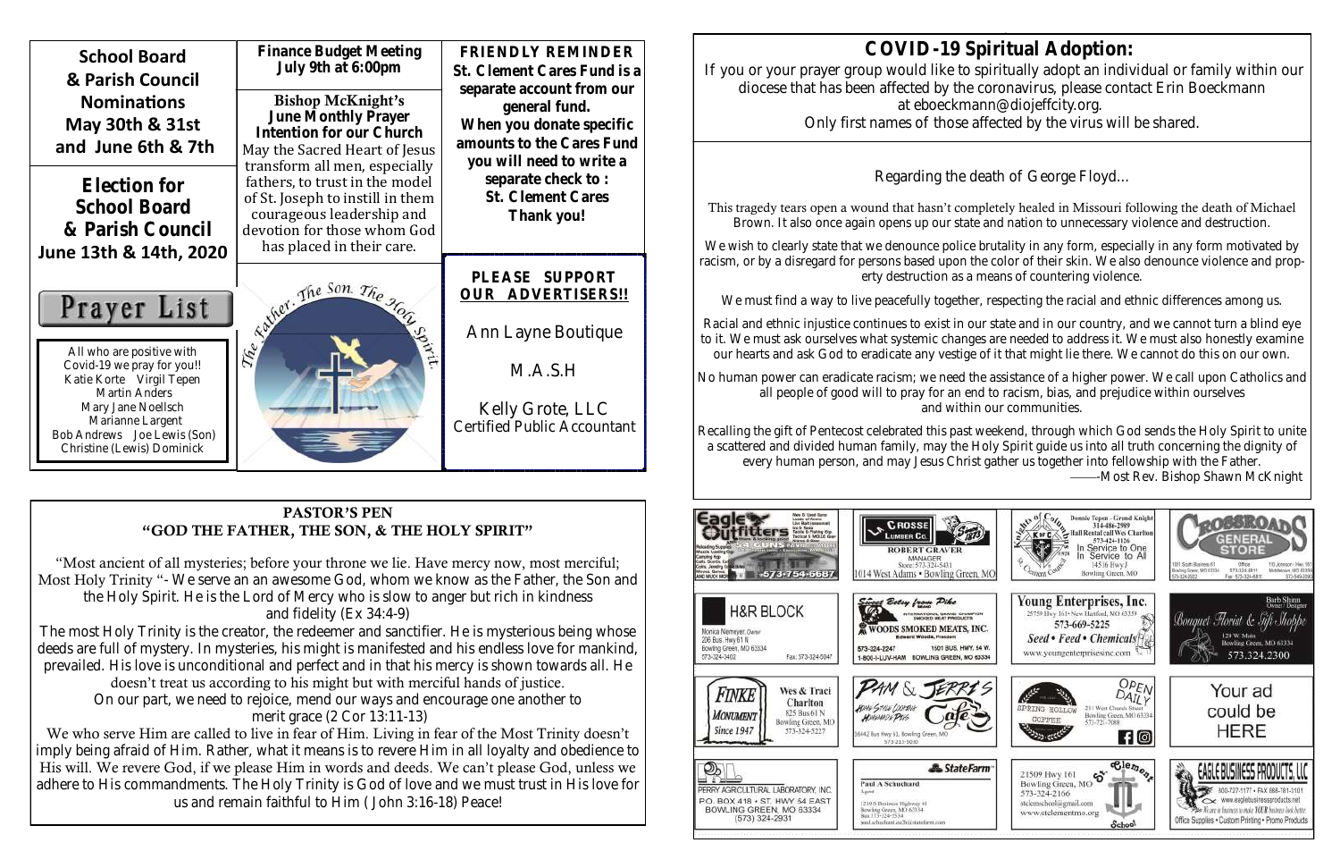**School Board & Parish Council Nominations May 30th & 31st and June 6th & 7th**

**Election for School Board & Parish Council June 13th & 14th, 2020**

## Prayer List

All who are positive with Covid-19 we pray for you!!
Katie Korte Virgil Tepen
Martin Anders
Mary Jane Noellsch
Marianne Largent
Bob Andrews Joe Lewis (Son)
Christine (Lewis) Dominick

**Finance Budget Meeting July 9th at 6:00pm**

**Bishop McKnight's June Monthly Prayer Intention for our Church**

May the Sacred Heart of Jesus transform all men, especially fathers, to trust in the model of St. Joseph to instill in them courageous leadership and devotion for those whom God has placed in their care.

The Father. The Son. The Holy Spirit.

**FRIENDLY REMINDER**
**St. Clement Cares Fund is a separate account from our general fund. When you donate specific amounts to the Cares Fund you will need to write a separate check to : St. Clement Cares Thank you!**

**PLEASE SUPPORT OUR ADVERTISERS!!**

Ann Layne Boutique

M.A.S.H

Kelly Grote, LLC
Certified Public Accountant

## PASTOR'S PEN
## "GOD THE FATHER, THE SON, & THE HOLY SPIRIT"

"Most ancient of all mysteries; before your throne we lie. Have mercy now, most merciful; Most Holy Trinity "- We serve an an awesome God, whom we know as the Father, the Son and the Holy Spirit. He is the Lord of Mercy who is slow to anger but rich in kindness and fidelity (Ex 34:4-9)

The most Holy Trinity is the creator, the redeemer and sanctifier. He is mysterious being whose deeds are full of mystery. In mysteries, his might is manifested and his endless love for mankind, prevailed. His love is unconditional and perfect and in that his mercy is shown towards all. He doesn't treat us according to his might but with merciful hands of justice.

On our part, we need to rejoice, mend our ways and encourage one another to merit grace (2 Cor 13:11-13)

We who serve Him are called to live in fear of Him. Living in fear of the Most Trinity doesn't imply being afraid of Him. Rather, what it means is to revere Him in all loyalty and obedience to His will. We revere God, if we please Him in words and deeds. We can't please God, unless we adhere to His commandments. The Holy Trinity is God of love and we must trust in His love for us and remain faithful to Him ( John 3:16-18) Peace!

## COVID-19 Spiritual Adoption:

If you or your prayer group would like to spiritually adopt an individual or family within our diocese that has been affected by the coronavirus, please contact Erin Boeckmann at eboeckmann@diojeffcity.org.
Only first names of those affected by the virus will be shared.

### Regarding the death of George Floyd...

This tragedy tears open a wound that hasn't completely healed in Missouri following the death of Michael Brown. It also once again opens up our state and nation to unnecessary violence and destruction.

We wish to clearly state that we denounce police brutality in any form, especially in any form motivated by racism, or by a disregard for persons based upon the color of their skin. We also denounce violence and property destruction as a means of countering violence.

We must find a way to live peacefully together, respecting the racial and ethnic differences among us.

Racial and ethnic injustice continues to exist in our state and in our country, and we cannot turn a blind eye to it. We must ask ourselves what systemic changes are needed to address it. We must also honestly examine our hearts and ask God to eradicate any vestige of it that might lie there. We cannot do this on our own.

No human power can eradicate racism; we need the assistance of a higher power. We call upon Catholics and all people of good will to pray for an end to racism, bias, and prejudice within ourselves and within our communities.

Recalling the gift of Pentecost celebrated this past weekend, through which God sends the Holy Spirit to unite a scattered and divided human family, may the Holy Spirit guide us into all truth concerning the dignity of every human person, and may Jesus Christ gather us together into fellowship with the Father.

——-Most Rev. Bishop Shawn McKnight

Eagle Outfitters — 573-754-6687

Crosse Lumber Co. — Robert Graver, Manager — Store: 573-324-5431 — 1014 West Adams • Bowling Green, MO

Knights of Columbus St. Clement Council 2928 — Donnie Tepen - Grand Knight 314-486-2989 — Hall Rental call Wes Charlton 573-424-1126 — In Service to One, In Service to All — 14516 Hwy J, Bowling Green, MO

Crossroads General Store

H&R Block — Monica Niemeyer, Owner — 206 Bus. Hwy 61 N, Bowling Green, MO 63334 — 573-324-3402 — Fax: 573-324-5047

Sweet Betsy from Pike — Woods Smoked Meats, Inc. — Edward Woods, President — 573-324-2247 — 1501 Bus. Hwy. 54 W. — 1-800-I-LUV-HAM Bowling Green, MO 63334

Young Enterprises, Inc. — 25759 Hwy 161 • New Hartford, MO 63359 — 573-669-5225 — Seed • Feed • Chemicals — www.youngenterprisesinc.com

Bouquet Florist & Gift Shoppe — Barb Shinn, Owner / Designer — 120 W. Main, Bowling Green, MO 63334 — 573.324.2300

Finke Monument Since 1947 — Wes & Traci Charlton — 825 Bus 61 N, Bowling Green, MO — 573-324-5227

Pam & Jerri's Cafe — Home Style Cooking, Homemade Pies — 16142 Bus Hwy 61, Bowling Green, MO — 573-213-5030

Spring Hollow Coffee — Open Daily — 211 West Church Street, Bowling Green, MO 63334 — 573-721-7088

Your ad could be HERE

Perry Agricultural Laboratory, Inc. — P.O. Box 418 • St. Hwy 54 East — Bowling Green, MO 63334 — (573) 324-2931

State Farm — Paul A Schuchard, Agent — 12105 Business Highway 61, Bowling Green, MO 63334 — paul.schuchard.uo2h@statefarm.com

St. Clement School — 21509 Hwy 161, Bowling Green, MO — 573-324-2166 — stclemschool@gmail.com — www.stclementmo.org

Eagle Business Products, LLC — 800-727-1177 • Fax 888-181-3101 — www.eaglebusinessproducts.net — We are in business to make YOUR business look better. — Office Supplies • Custom Printing • Promo Products